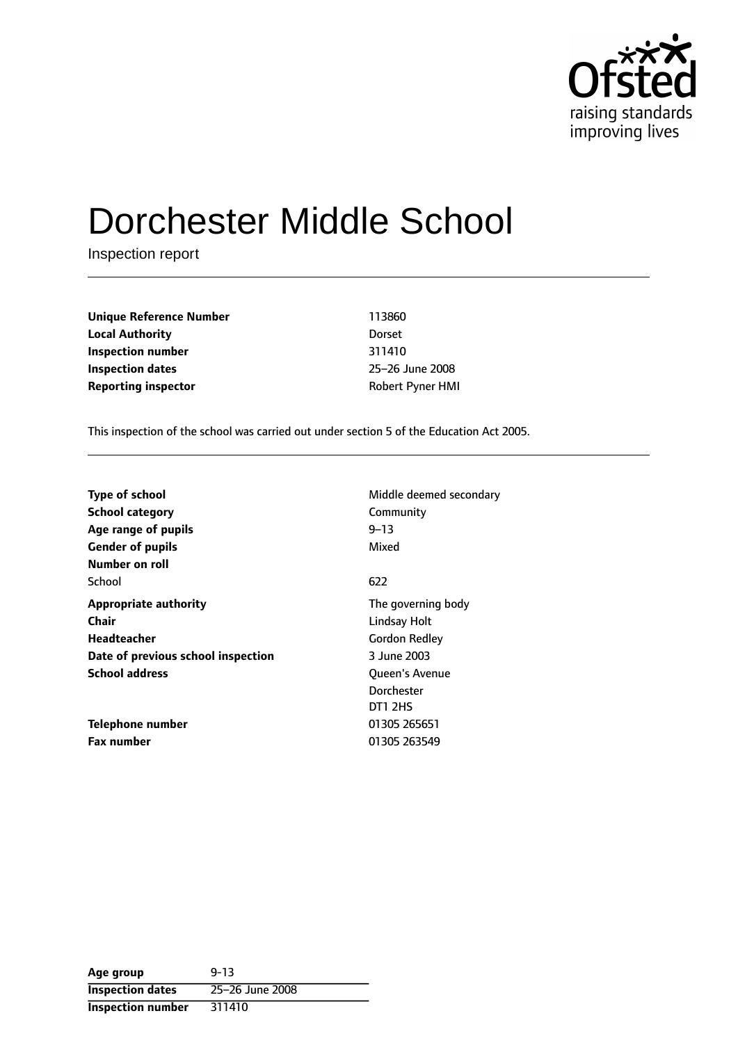# Dorchester Middle School

Inspection report

| | |
|---|---|
| **Unique Reference Number** | 113860 |
| **Local Authority** | Dorset |
| **Inspection number** | 311410 |
| **Inspection dates** | 25–26 June 2008 |
| **Reporting inspector** | Robert Pyner HMI |

This inspection of the school was carried out under section 5 of the Education Act 2005.

| | |
|---|---|
| **Type of school** | Middle deemed secondary |
| **School category** | Community |
| **Age range of pupils** | 9–13 |
| **Gender of pupils** | Mixed |
| **Number on roll** | |
| School | 622 |
| **Appropriate authority** | The governing body |
| **Chair** | Lindsay Holt |
| **Headteacher** | Gordon Redley |
| **Date of previous school inspection** | 3 June 2003 |
| **School address** | Queen's Avenue<br>Dorchester<br>DT1 2HS |
| **Telephone number** | 01305 265651 |
| **Fax number** | 01305 263549 |

| | |
|---|---|
| **Age group** | 9-13 |
| **Inspection dates** | 25–26 June 2008 |
| **Inspection number** | 311410 |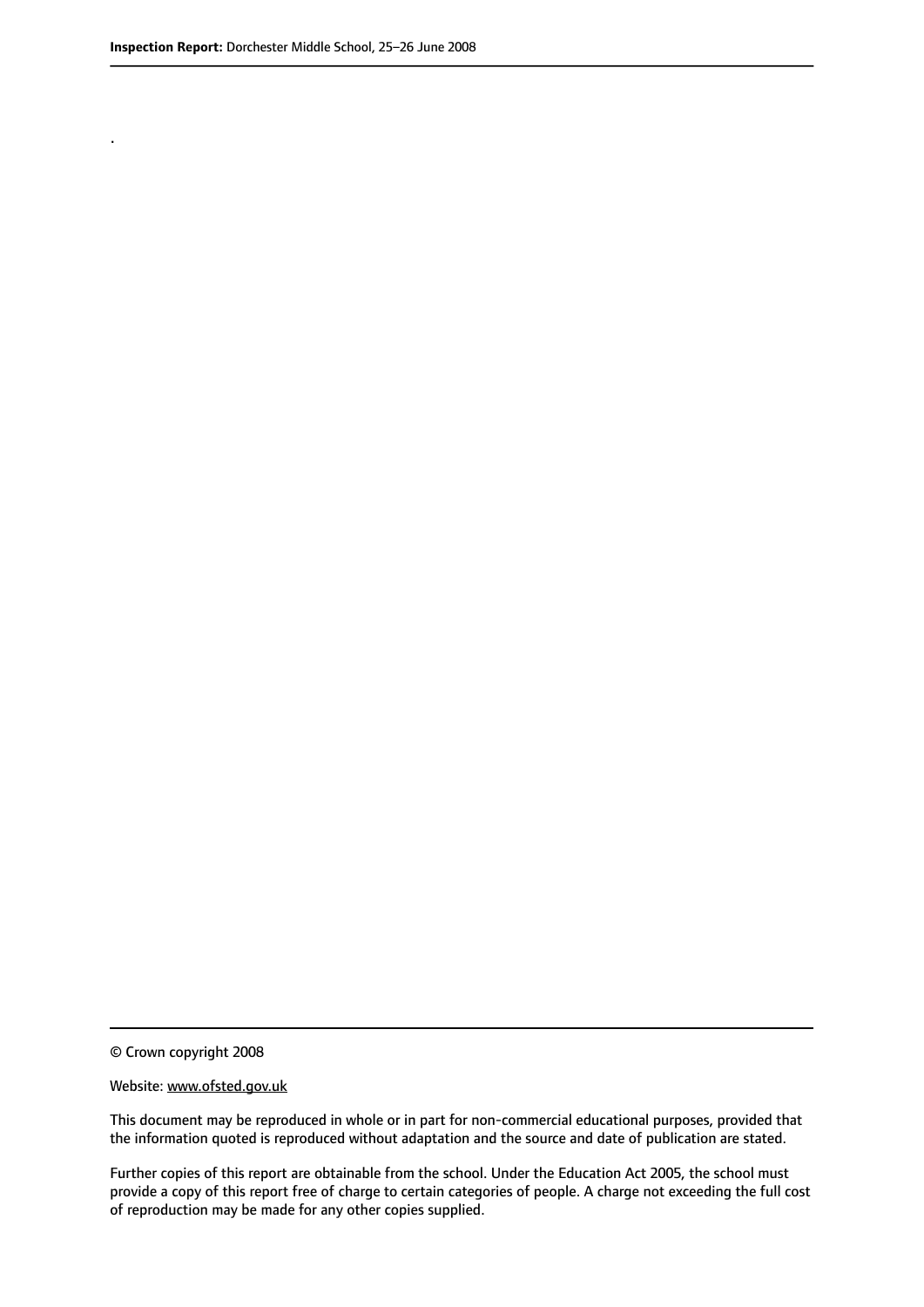.

© Crown copyright 2008

Website: www.ofsted.gov.uk

This document may be reproduced in whole or in part for non-commercial educational purposes, provided that the information quoted is reproduced without adaptation and the source and date of publication are stated.

Further copies of this report are obtainable from the school. Under the Education Act 2005, the school must provide a copy of this report free of charge to certain categories of people. A charge not exceeding the full cost of reproduction may be made for any other copies supplied.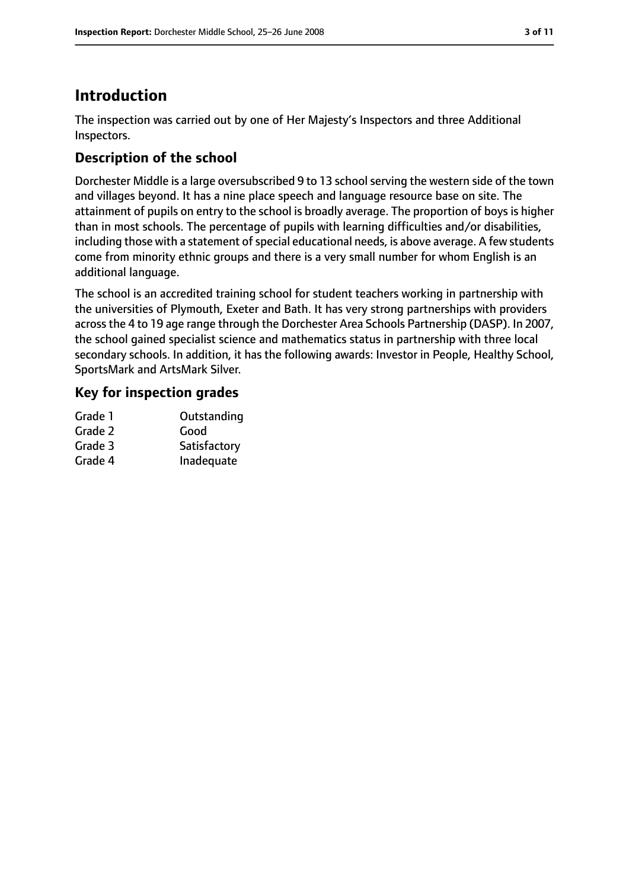# Introduction

The inspection was carried out by one of Her Majesty's Inspectors and three Additional Inspectors.

## Description of the school

Dorchester Middle is a large oversubscribed 9 to 13 school serving the western side of the town and villages beyond. It has a nine place speech and language resource base on site. The attainment of pupils on entry to the school is broadly average. The proportion of boys is higher than in most schools. The percentage of pupils with learning difficulties and/or disabilities, including those with a statement of special educational needs, is above average. A few students come from minority ethnic groups and there is a very small number for whom English is an additional language.

The school is an accredited training school for student teachers working in partnership with the universities of Plymouth, Exeter and Bath. It has very strong partnerships with providers across the 4 to 19 age range through the Dorchester Area Schools Partnership (DASP). In 2007, the school gained specialist science and mathematics status in partnership with three local secondary schools. In addition, it has the following awards: Investor in People, Healthy School, SportsMark and ArtsMark Silver.

## Key for inspection grades

| | |
|---|---|
| Grade 1 | Outstanding |
| Grade 2 | Good |
| Grade 3 | Satisfactory |
| Grade 4 | Inadequate |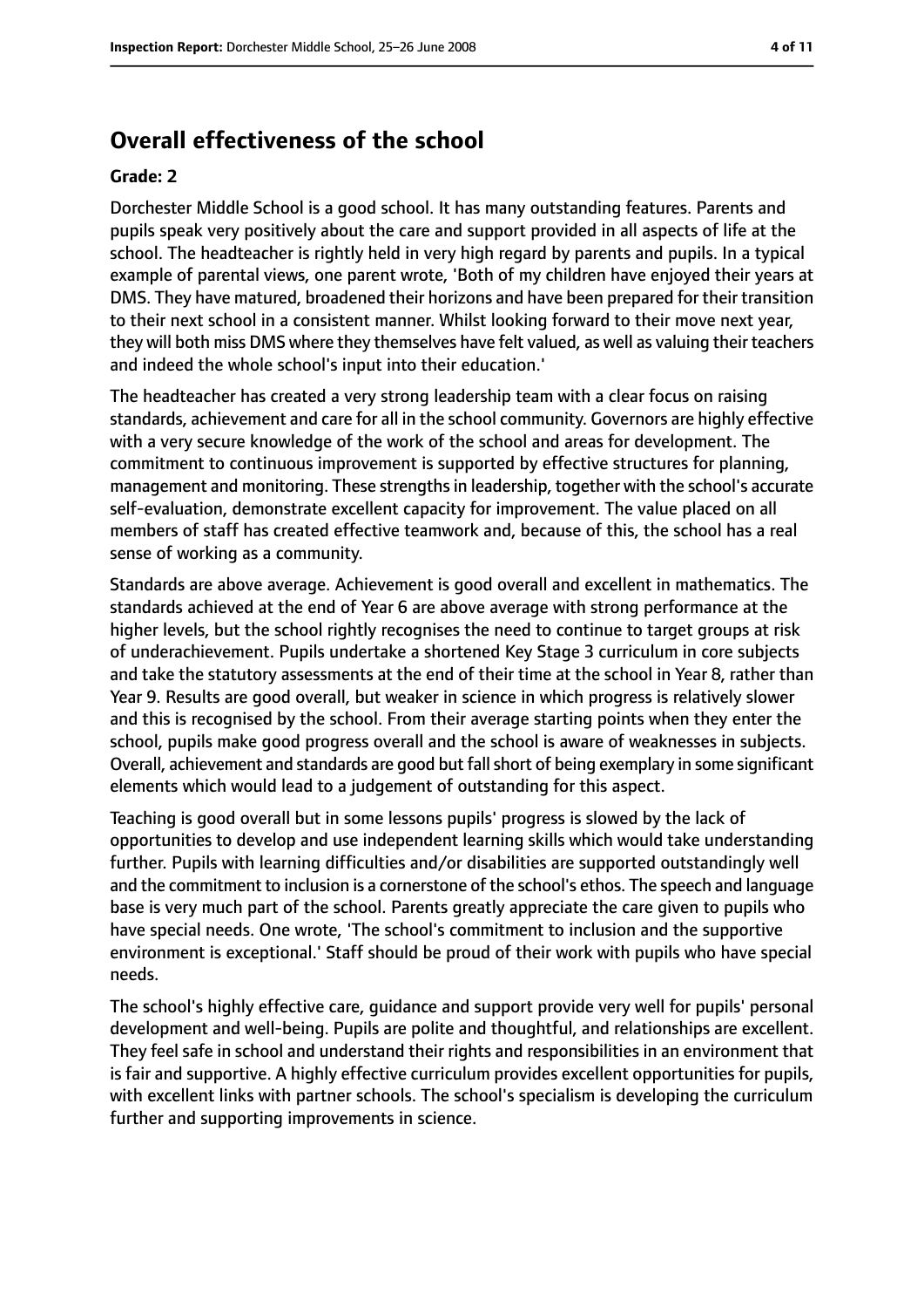## Overall effectiveness of the school

**Grade: 2**

Dorchester Middle School is a good school. It has many outstanding features. Parents and pupils speak very positively about the care and support provided in all aspects of life at the school. The headteacher is rightly held in very high regard by parents and pupils. In a typical example of parental views, one parent wrote, 'Both of my children have enjoyed their years at DMS. They have matured, broadened their horizons and have been prepared for their transition to their next school in a consistent manner. Whilst looking forward to their move next year, they will both miss DMS where they themselves have felt valued, as well as valuing their teachers and indeed the whole school's input into their education.'

The headteacher has created a very strong leadership team with a clear focus on raising standards, achievement and care for all in the school community. Governors are highly effective with a very secure knowledge of the work of the school and areas for development. The commitment to continuous improvement is supported by effective structures for planning, management and monitoring. These strengths in leadership, together with the school's accurate self-evaluation, demonstrate excellent capacity for improvement. The value placed on all members of staff has created effective teamwork and, because of this, the school has a real sense of working as a community.

Standards are above average. Achievement is good overall and excellent in mathematics. The standards achieved at the end of Year 6 are above average with strong performance at the higher levels, but the school rightly recognises the need to continue to target groups at risk of underachievement. Pupils undertake a shortened Key Stage 3 curriculum in core subjects and take the statutory assessments at the end of their time at the school in Year 8, rather than Year 9. Results are good overall, but weaker in science in which progress is relatively slower and this is recognised by the school. From their average starting points when they enter the school, pupils make good progress overall and the school is aware of weaknesses in subjects. Overall, achievement and standards are good but fall short of being exemplary in some significant elements which would lead to a judgement of outstanding for this aspect.

Teaching is good overall but in some lessons pupils' progress is slowed by the lack of opportunities to develop and use independent learning skills which would take understanding further. Pupils with learning difficulties and/or disabilities are supported outstandingly well and the commitment to inclusion is a cornerstone of the school's ethos. The speech and language base is very much part of the school. Parents greatly appreciate the care given to pupils who have special needs. One wrote, 'The school's commitment to inclusion and the supportive environment is exceptional.' Staff should be proud of their work with pupils who have special needs.

The school's highly effective care, guidance and support provide very well for pupils' personal development and well-being. Pupils are polite and thoughtful, and relationships are excellent. They feel safe in school and understand their rights and responsibilities in an environment that is fair and supportive. A highly effective curriculum provides excellent opportunities for pupils, with excellent links with partner schools. The school's specialism is developing the curriculum further and supporting improvements in science.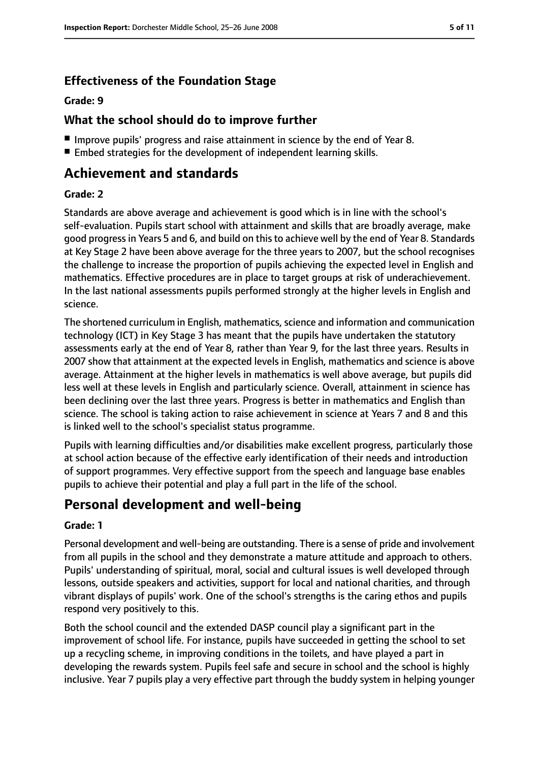### Effectiveness of the Foundation Stage

**Grade: 9**

### What the school should do to improve further

- Improve pupils' progress and raise attainment in science by the end of Year 8.
- Embed strategies for the development of independent learning skills.

## Achievement and standards

**Grade: 2**

Standards are above average and achievement is good which is in line with the school's self-evaluation. Pupils start school with attainment and skills that are broadly average, make good progress in Years 5 and 6, and build on this to achieve well by the end of Year 8. Standards at Key Stage 2 have been above average for the three years to 2007, but the school recognises the challenge to increase the proportion of pupils achieving the expected level in English and mathematics. Effective procedures are in place to target groups at risk of underachievement. In the last national assessments pupils performed strongly at the higher levels in English and science.

The shortened curriculum in English, mathematics, science and information and communication technology (ICT) in Key Stage 3 has meant that the pupils have undertaken the statutory assessments early at the end of Year 8, rather than Year 9, for the last three years. Results in 2007 show that attainment at the expected levels in English, mathematics and science is above average. Attainment at the higher levels in mathematics is well above average, but pupils did less well at these levels in English and particularly science. Overall, attainment in science has been declining over the last three years. Progress is better in mathematics and English than science. The school is taking action to raise achievement in science at Years 7 and 8 and this is linked well to the school's specialist status programme.

Pupils with learning difficulties and/or disabilities make excellent progress, particularly those at school action because of the effective early identification of their needs and introduction of support programmes. Very effective support from the speech and language base enables pupils to achieve their potential and play a full part in the life of the school.

## Personal development and well-being

**Grade: 1**

Personal development and well-being are outstanding. There is a sense of pride and involvement from all pupils in the school and they demonstrate a mature attitude and approach to others. Pupils' understanding of spiritual, moral, social and cultural issues is well developed through lessons, outside speakers and activities, support for local and national charities, and through vibrant displays of pupils' work. One of the school's strengths is the caring ethos and pupils respond very positively to this.

Both the school council and the extended DASP council play a significant part in the improvement of school life. For instance, pupils have succeeded in getting the school to set up a recycling scheme, in improving conditions in the toilets, and have played a part in developing the rewards system. Pupils feel safe and secure in school and the school is highly inclusive. Year 7 pupils play a very effective part through the buddy system in helping younger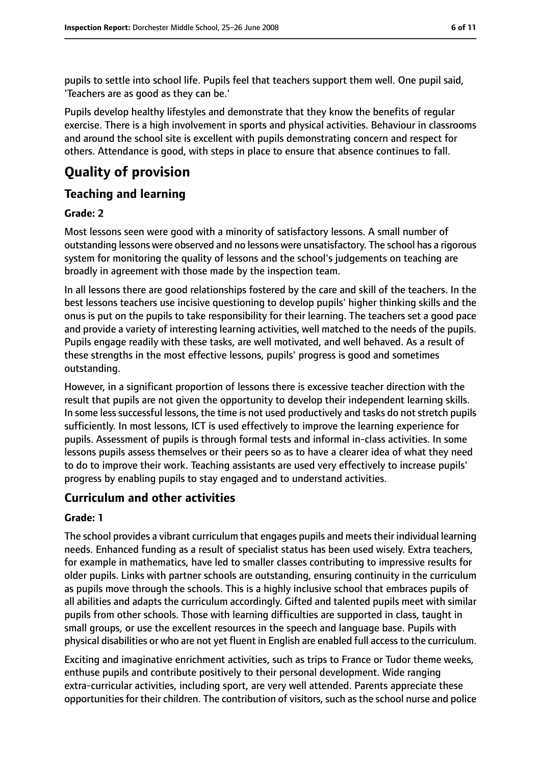pupils to settle into school life. Pupils feel that teachers support them well. One pupil said, 'Teachers are as good as they can be.'

Pupils develop healthy lifestyles and demonstrate that they know the benefits of regular exercise. There is a high involvement in sports and physical activities. Behaviour in classrooms and around the school site is excellent with pupils demonstrating concern and respect for others. Attendance is good, with steps in place to ensure that absence continues to fall.

# Quality of provision

## Teaching and learning

### Grade: 2

Most lessons seen were good with a minority of satisfactory lessons. A small number of outstanding lessons were observed and no lessons were unsatisfactory. The school has a rigorous system for monitoring the quality of lessons and the school's judgements on teaching are broadly in agreement with those made by the inspection team.

In all lessons there are good relationships fostered by the care and skill of the teachers. In the best lessons teachers use incisive questioning to develop pupils' higher thinking skills and the onus is put on the pupils to take responsibility for their learning. The teachers set a good pace and provide a variety of interesting learning activities, well matched to the needs of the pupils. Pupils engage readily with these tasks, are well motivated, and well behaved. As a result of these strengths in the most effective lessons, pupils' progress is good and sometimes outstanding.

However, in a significant proportion of lessons there is excessive teacher direction with the result that pupils are not given the opportunity to develop their independent learning skills. In some less successful lessons, the time is not used productively and tasks do not stretch pupils sufficiently. In most lessons, ICT is used effectively to improve the learning experience for pupils. Assessment of pupils is through formal tests and informal in-class activities. In some lessons pupils assess themselves or their peers so as to have a clearer idea of what they need to do to improve their work. Teaching assistants are used very effectively to increase pupils' progress by enabling pupils to stay engaged and to understand activities.

## Curriculum and other activities

### Grade: 1

The school provides a vibrant curriculum that engages pupils and meets their individual learning needs. Enhanced funding as a result of specialist status has been used wisely. Extra teachers, for example in mathematics, have led to smaller classes contributing to impressive results for older pupils. Links with partner schools are outstanding, ensuring continuity in the curriculum as pupils move through the schools. This is a highly inclusive school that embraces pupils of all abilities and adapts the curriculum accordingly. Gifted and talented pupils meet with similar pupils from other schools. Those with learning difficulties are supported in class, taught in small groups, or use the excellent resources in the speech and language base. Pupils with physical disabilities or who are not yet fluent in English are enabled full access to the curriculum.

Exciting and imaginative enrichment activities, such as trips to France or Tudor theme weeks, enthuse pupils and contribute positively to their personal development. Wide ranging extra-curricular activities, including sport, are very well attended. Parents appreciate these opportunities for their children. The contribution of visitors, such as the school nurse and police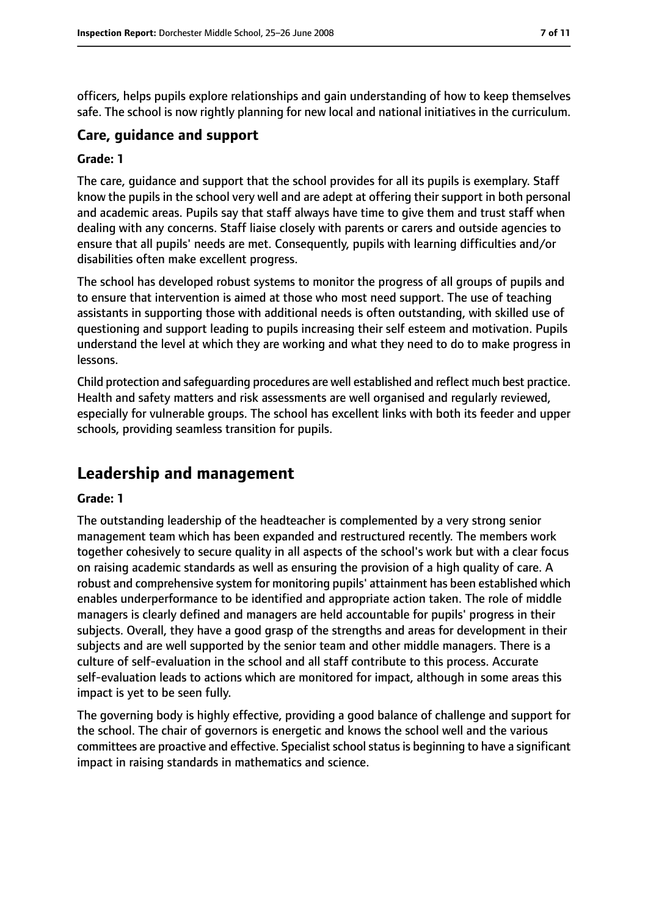officers, helps pupils explore relationships and gain understanding of how to keep themselves safe. The school is now rightly planning for new local and national initiatives in the curriculum.

### Care, guidance and support

#### Grade: 1

The care, guidance and support that the school provides for all its pupils is exemplary. Staff know the pupils in the school very well and are adept at offering their support in both personal and academic areas. Pupils say that staff always have time to give them and trust staff when dealing with any concerns. Staff liaise closely with parents or carers and outside agencies to ensure that all pupils' needs are met. Consequently, pupils with learning difficulties and/or disabilities often make excellent progress.

The school has developed robust systems to monitor the progress of all groups of pupils and to ensure that intervention is aimed at those who most need support. The use of teaching assistants in supporting those with additional needs is often outstanding, with skilled use of questioning and support leading to pupils increasing their self esteem and motivation. Pupils understand the level at which they are working and what they need to do to make progress in lessons.

Child protection and safeguarding procedures are well established and reflect much best practice. Health and safety matters and risk assessments are well organised and regularly reviewed, especially for vulnerable groups. The school has excellent links with both its feeder and upper schools, providing seamless transition for pupils.

## Leadership and management

#### Grade: 1

The outstanding leadership of the headteacher is complemented by a very strong senior management team which has been expanded and restructured recently. The members work together cohesively to secure quality in all aspects of the school's work but with a clear focus on raising academic standards as well as ensuring the provision of a high quality of care. A robust and comprehensive system for monitoring pupils' attainment has been established which enables underperformance to be identified and appropriate action taken. The role of middle managers is clearly defined and managers are held accountable for pupils' progress in their subjects. Overall, they have a good grasp of the strengths and areas for development in their subjects and are well supported by the senior team and other middle managers. There is a culture of self-evaluation in the school and all staff contribute to this process. Accurate self-evaluation leads to actions which are monitored for impact, although in some areas this impact is yet to be seen fully.

The governing body is highly effective, providing a good balance of challenge and support for the school. The chair of governors is energetic and knows the school well and the various committees are proactive and effective. Specialist school status is beginning to have a significant impact in raising standards in mathematics and science.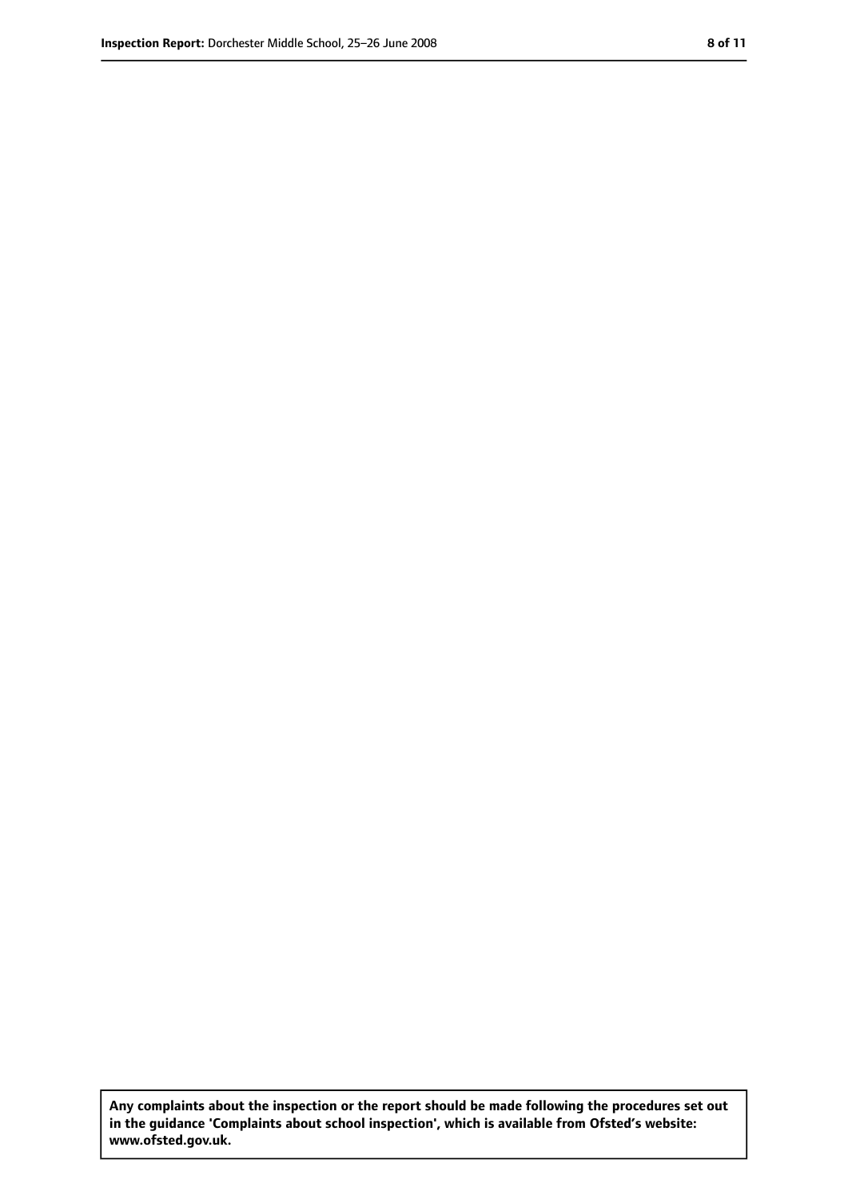**Any complaints about the inspection or the report should be made following the procedures set out in the guidance 'Complaints about school inspection', which is available from Ofsted's website: www.ofsted.gov.uk.**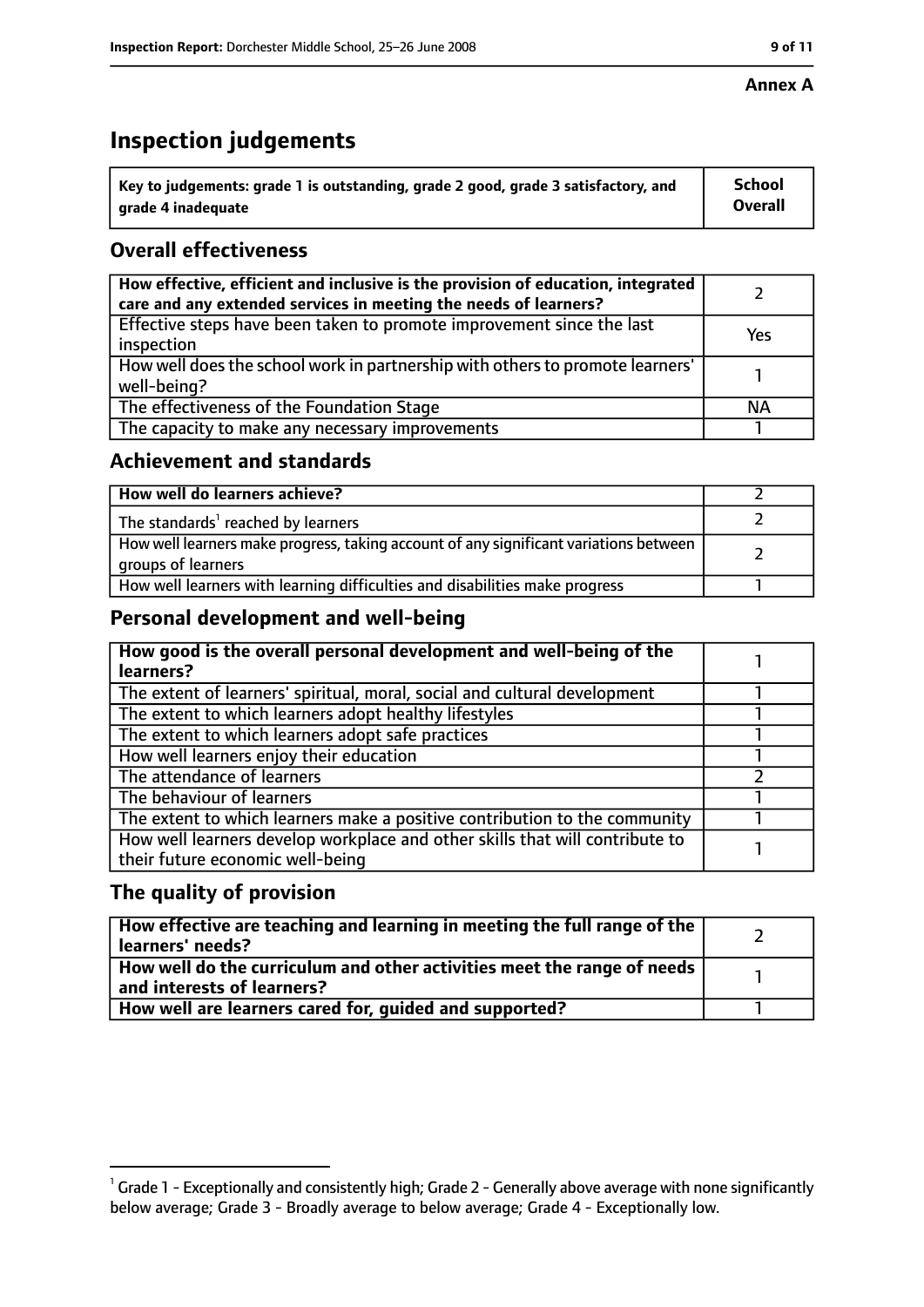**Annex A**

# Inspection judgements

| Key to judgements: grade 1 is outstanding, grade 2 good, grade 3 satisfactory, and grade 4 inadequate | School Overall |
|---|---|

## Overall effectiveness

| | |
|---|---|
| **How effective, efficient and inclusive is the provision of education, integrated care and any extended services in meeting the needs of learners?** | 2 |
| Effective steps have been taken to promote improvement since the last inspection | Yes |
| How well does the school work in partnership with others to promote learners' well-being? | 1 |
| The effectiveness of the Foundation Stage | NA |
| The capacity to make any necessary improvements | 1 |

## Achievement and standards

| | |
|---|---|
| **How well do learners achieve?** | 2 |
| The standards[1] reached by learners | 2 |
| How well learners make progress, taking account of any significant variations between groups of learners | 2 |
| How well learners with learning difficulties and disabilities make progress | 1 |

## Personal development and well-being

| | |
|---|---|
| **How good is the overall personal development and well-being of the learners?** | 1 |
| The extent of learners' spiritual, moral, social and cultural development | 1 |
| The extent to which learners adopt healthy lifestyles | 1 |
| The extent to which learners adopt safe practices | 1 |
| How well learners enjoy their education | 1 |
| The attendance of learners | 2 |
| The behaviour of learners | 1 |
| The extent to which learners make a positive contribution to the community | 1 |
| How well learners develop workplace and other skills that will contribute to their future economic well-being | 1 |

## The quality of provision

| | |
|---|---|
| **How effective are teaching and learning in meeting the full range of the learners' needs?** | 2 |
| **How well do the curriculum and other activities meet the range of needs and interests of learners?** | 1 |
| **How well are learners cared for, guided and supported?** | 1 |

[1] Grade 1 - Exceptionally and consistently high; Grade 2 - Generally above average with none significantly below average; Grade 3 - Broadly average to below average; Grade 4 - Exceptionally low.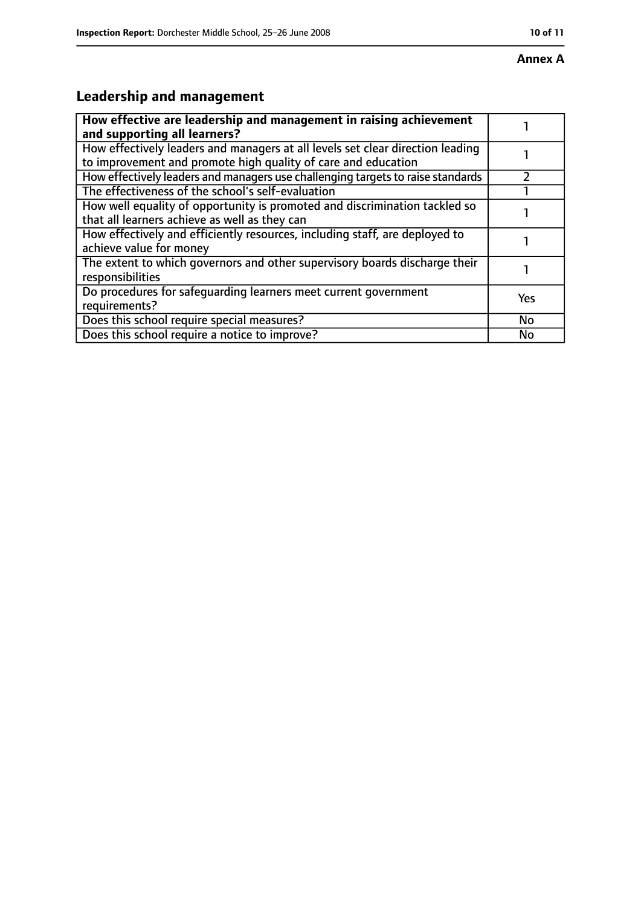**Annex A**

## Leadership and management

| | |
|---|---|
| **How effective are leadership and management in raising achievement and supporting all learners?** | 1 |
| How effectively leaders and managers at all levels set clear direction leading to improvement and promote high quality of care and education | 1 |
| How effectively leaders and managers use challenging targets to raise standards | 2 |
| The effectiveness of the school's self-evaluation | 1 |
| How well equality of opportunity is promoted and discrimination tackled so that all learners achieve as well as they can | 1 |
| How effectively and efficiently resources, including staff, are deployed to achieve value for money | 1 |
| The extent to which governors and other supervisory boards discharge their responsibilities | 1 |
| Do procedures for safeguarding learners meet current government requirements? | Yes |
| Does this school require special measures? | No |
| Does this school require a notice to improve? | No |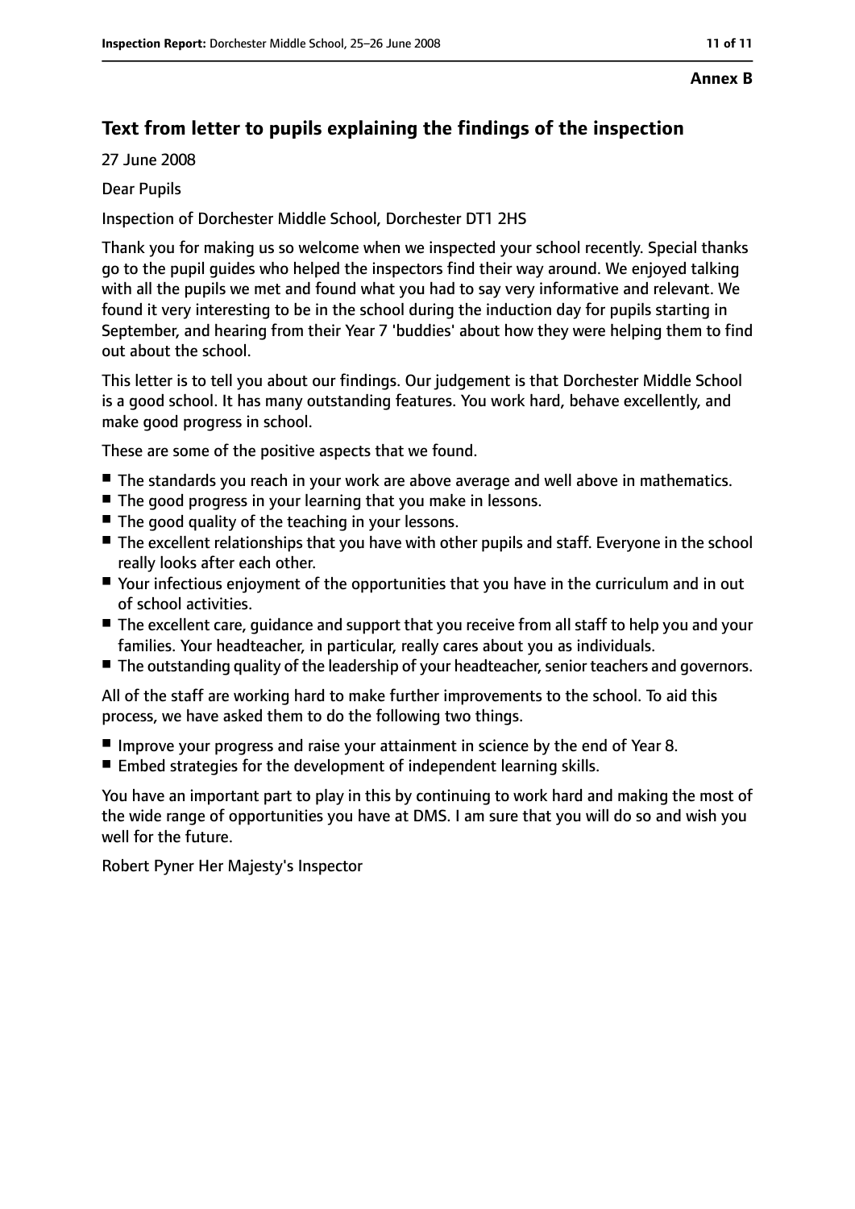**Annex B**

## Text from letter to pupils explaining the findings of the inspection

27 June 2008

Dear Pupils

Inspection of Dorchester Middle School, Dorchester DT1 2HS

Thank you for making us so welcome when we inspected your school recently. Special thanks go to the pupil guides who helped the inspectors find their way around. We enjoyed talking with all the pupils we met and found what you had to say very informative and relevant. We found it very interesting to be in the school during the induction day for pupils starting in September, and hearing from their Year 7 'buddies' about how they were helping them to find out about the school.

This letter is to tell you about our findings. Our judgement is that Dorchester Middle School is a good school. It has many outstanding features. You work hard, behave excellently, and make good progress in school.

These are some of the positive aspects that we found.

- The standards you reach in your work are above average and well above in mathematics.
- The good progress in your learning that you make in lessons.
- The good quality of the teaching in your lessons.
- The excellent relationships that you have with other pupils and staff. Everyone in the school really looks after each other.
- Your infectious enjoyment of the opportunities that you have in the curriculum and in out of school activities.
- The excellent care, guidance and support that you receive from all staff to help you and your families. Your headteacher, in particular, really cares about you as individuals.
- The outstanding quality of the leadership of your headteacher, senior teachers and governors.

All of the staff are working hard to make further improvements to the school. To aid this process, we have asked them to do the following two things.

- Improve your progress and raise your attainment in science by the end of Year 8.
- Embed strategies for the development of independent learning skills.

You have an important part to play in this by continuing to work hard and making the most of the wide range of opportunities you have at DMS. I am sure that you will do so and wish you well for the future.

Robert Pyner Her Majesty's Inspector